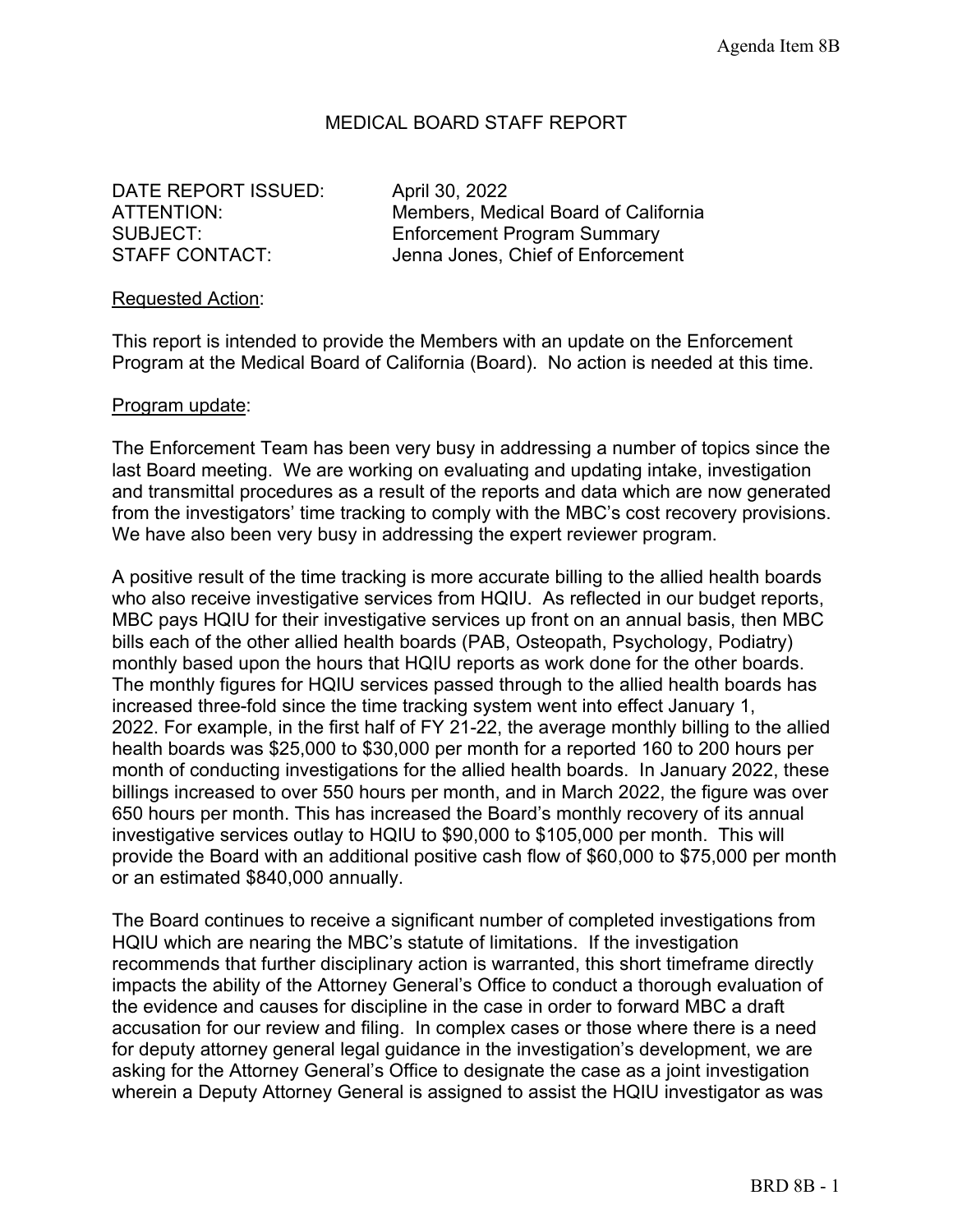# MEDICAL BOARD STAFF REPORT

DATE REPORT ISSUED: April 30, 2022
ATTENTION: Members, Medical Board of California
SUBJECT: Enforcement Program Summary
STAFF CONTACT: Jenna Jones, Chief of Enforcement

Requested Action:

This report is intended to provide the Members with an update on the Enforcement Program at the Medical Board of California (Board). No action is needed at this time.

Program update:

The Enforcement Team has been very busy in addressing a number of topics since the last Board meeting. We are working on evaluating and updating intake, investigation and transmittal procedures as a result of the reports and data which are now generated from the investigators' time tracking to comply with the MBC's cost recovery provisions. We have also been very busy in addressing the expert reviewer program.

A positive result of the time tracking is more accurate billing to the allied health boards who also receive investigative services from HQIU. As reflected in our budget reports, MBC pays HQIU for their investigative services up front on an annual basis, then MBC bills each of the other allied health boards (PAB, Osteopath, Psychology, Podiatry) monthly based upon the hours that HQIU reports as work done for the other boards. The monthly figures for HQIU services passed through to the allied health boards has increased three-fold since the time tracking system went into effect January 1, 2022. For example, in the first half of FY 21-22, the average monthly billing to the allied health boards was $25,000 to $30,000 per month for a reported 160 to 200 hours per month of conducting investigations for the allied health boards. In January 2022, these billings increased to over 550 hours per month, and in March 2022, the figure was over 650 hours per month. This has increased the Board's monthly recovery of its annual investigative services outlay to HQIU to $90,000 to $105,000 per month. This will provide the Board with an additional positive cash flow of $60,000 to $75,000 per month or an estimated $840,000 annually.

The Board continues to receive a significant number of completed investigations from HQIU which are nearing the MBC's statute of limitations. If the investigation recommends that further disciplinary action is warranted, this short timeframe directly impacts the ability of the Attorney General's Office to conduct a thorough evaluation of the evidence and causes for discipline in the case in order to forward MBC a draft accusation for our review and filing. In complex cases or those where there is a need for deputy attorney general legal guidance in the investigation's development, we are asking for the Attorney General's Office to designate the case as a joint investigation wherein a Deputy Attorney General is assigned to assist the HQIU investigator as was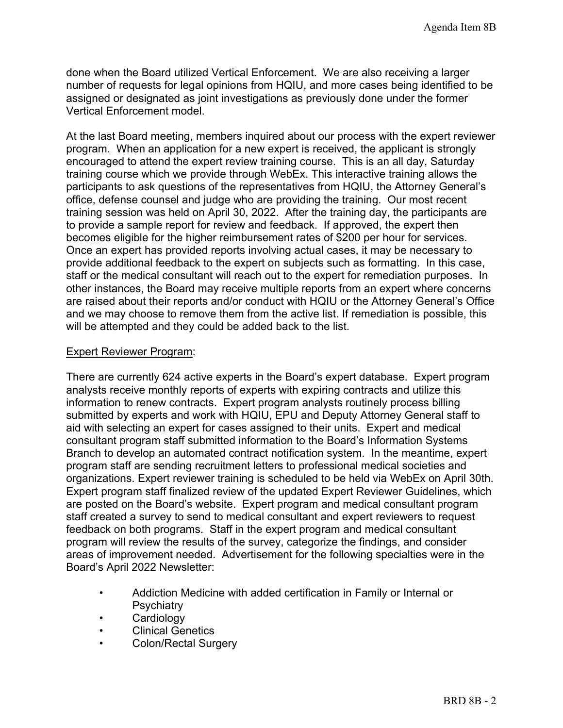done when the Board utilized Vertical Enforcement. We are also receiving a larger number of requests for legal opinions from HQIU, and more cases being identified to be assigned or designated as joint investigations as previously done under the former Vertical Enforcement model.

At the last Board meeting, members inquired about our process with the expert reviewer program. When an application for a new expert is received, the applicant is strongly encouraged to attend the expert review training course. This is an all day, Saturday training course which we provide through WebEx. This interactive training allows the participants to ask questions of the representatives from HQIU, the Attorney General's office, defense counsel and judge who are providing the training. Our most recent training session was held on April 30, 2022. After the training day, the participants are to provide a sample report for review and feedback. If approved, the expert then becomes eligible for the higher reimbursement rates of $200 per hour for services. Once an expert has provided reports involving actual cases, it may be necessary to provide additional feedback to the expert on subjects such as formatting. In this case, staff or the medical consultant will reach out to the expert for remediation purposes. In other instances, the Board may receive multiple reports from an expert where concerns are raised about their reports and/or conduct with HQIU or the Attorney General's Office and we may choose to remove them from the active list. If remediation is possible, this will be attempted and they could be added back to the list.

<u>Expert Reviewer Program</u>:

There are currently 624 active experts in the Board's expert database. Expert program analysts receive monthly reports of experts with expiring contracts and utilize this information to renew contracts. Expert program analysts routinely process billing submitted by experts and work with HQIU, EPU and Deputy Attorney General staff to aid with selecting an expert for cases assigned to their units. Expert and medical consultant program staff submitted information to the Board's Information Systems Branch to develop an automated contract notification system. In the meantime, expert program staff are sending recruitment letters to professional medical societies and organizations. Expert reviewer training is scheduled to be held via WebEx on April 30th. Expert program staff finalized review of the updated Expert Reviewer Guidelines, which are posted on the Board's website. Expert program and medical consultant program staff created a survey to send to medical consultant and expert reviewers to request feedback on both programs. Staff in the expert program and medical consultant program will review the results of the survey, categorize the findings, and consider areas of improvement needed. Advertisement for the following specialties were in the Board's April 2022 Newsletter:

- Addiction Medicine with added certification in Family or Internal or Psychiatry
- Cardiology
- Clinical Genetics
- Colon/Rectal Surgery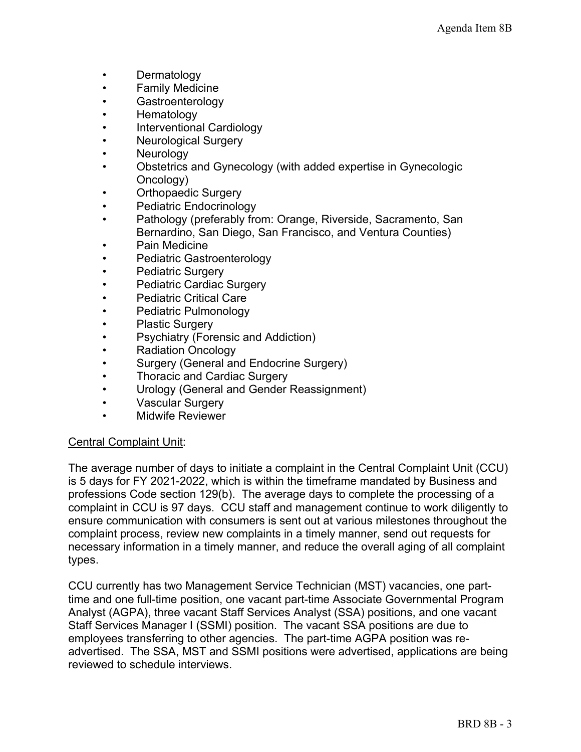- Dermatology
- Family Medicine
- Gastroenterology
- Hematology
- Interventional Cardiology
- Neurological Surgery
- Neurology
- Obstetrics and Gynecology (with added expertise in Gynecologic Oncology)
- Orthopaedic Surgery
- Pediatric Endocrinology
- Pathology (preferably from: Orange, Riverside, Sacramento, San Bernardino, San Diego, San Francisco, and Ventura Counties)
- Pain Medicine
- Pediatric Gastroenterology
- Pediatric Surgery
- Pediatric Cardiac Surgery
- Pediatric Critical Care
- Pediatric Pulmonology
- Plastic Surgery
- Psychiatry (Forensic and Addiction)
- Radiation Oncology
- Surgery (General and Endocrine Surgery)
- Thoracic and Cardiac Surgery
- Urology (General and Gender Reassignment)
- Vascular Surgery
- Midwife Reviewer

<u>Central Complaint Unit</u>:

The average number of days to initiate a complaint in the Central Complaint Unit (CCU) is 5 days for FY 2021-2022, which is within the timeframe mandated by Business and professions Code section 129(b). The average days to complete the processing of a complaint in CCU is 97 days. CCU staff and management continue to work diligently to ensure communication with consumers is sent out at various milestones throughout the complaint process, review new complaints in a timely manner, send out requests for necessary information in a timely manner, and reduce the overall aging of all complaint types.

CCU currently has two Management Service Technician (MST) vacancies, one part-time and one full-time position, one vacant part-time Associate Governmental Program Analyst (AGPA), three vacant Staff Services Analyst (SSA) positions, and one vacant Staff Services Manager I (SSMI) position. The vacant SSA positions are due to employees transferring to other agencies. The part-time AGPA position was re-advertised. The SSA, MST and SSMI positions were advertised, applications are being reviewed to schedule interviews.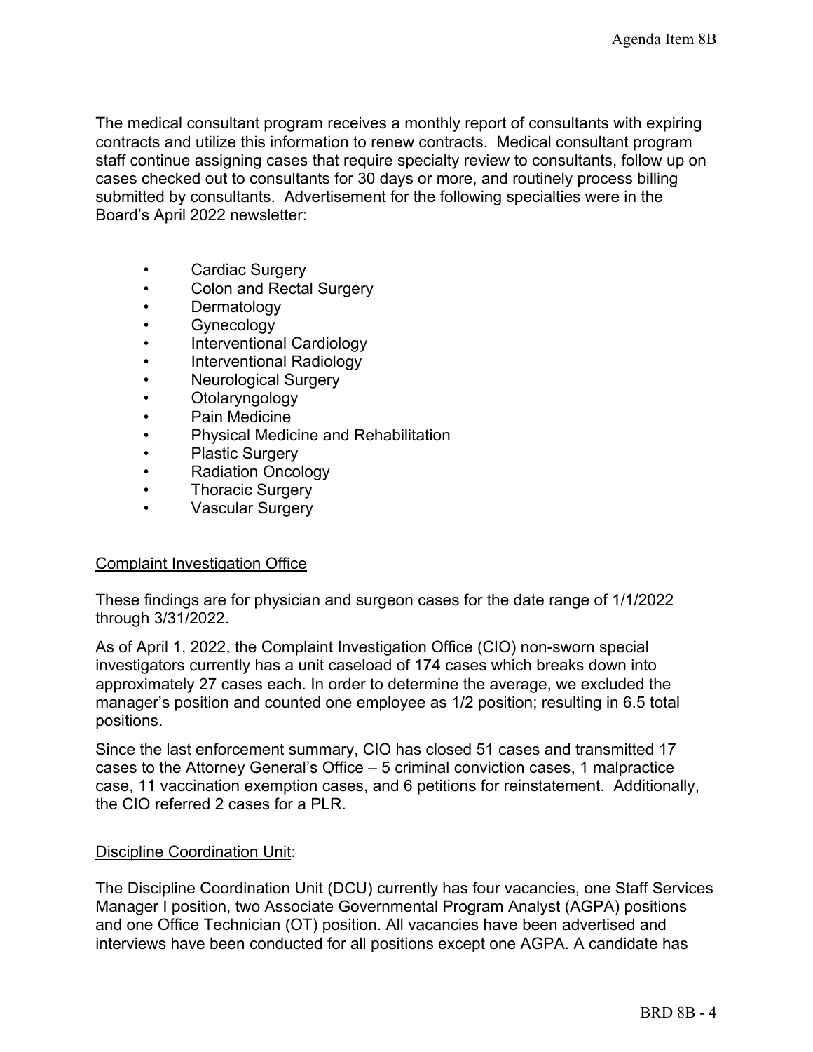The medical consultant program receives a monthly report of consultants with expiring contracts and utilize this information to renew contracts. Medical consultant program staff continue assigning cases that require specialty review to consultants, follow up on cases checked out to consultants for 30 days or more, and routinely process billing submitted by consultants. Advertisement for the following specialties were in the Board's April 2022 newsletter:

- Cardiac Surgery
- Colon and Rectal Surgery
- Dermatology
- Gynecology
- Interventional Cardiology
- Interventional Radiology
- Neurological Surgery
- Otolaryngology
- Pain Medicine
- Physical Medicine and Rehabilitation
- Plastic Surgery
- Radiation Oncology
- Thoracic Surgery
- Vascular Surgery

Complaint Investigation Office

These findings are for physician and surgeon cases for the date range of 1/1/2022 through 3/31/2022.

As of April 1, 2022, the Complaint Investigation Office (CIO) non-sworn special investigators currently has a unit caseload of 174 cases which breaks down into approximately 27 cases each. In order to determine the average, we excluded the manager's position and counted one employee as 1/2 position; resulting in 6.5 total positions.

Since the last enforcement summary, CIO has closed 51 cases and transmitted 17 cases to the Attorney General's Office – 5 criminal conviction cases, 1 malpractice case, 11 vaccination exemption cases, and 6 petitions for reinstatement. Additionally, the CIO referred 2 cases for a PLR.

Discipline Coordination Unit:

The Discipline Coordination Unit (DCU) currently has four vacancies, one Staff Services Manager I position, two Associate Governmental Program Analyst (AGPA) positions and one Office Technician (OT) position. All vacancies have been advertised and interviews have been conducted for all positions except one AGPA. A candidate has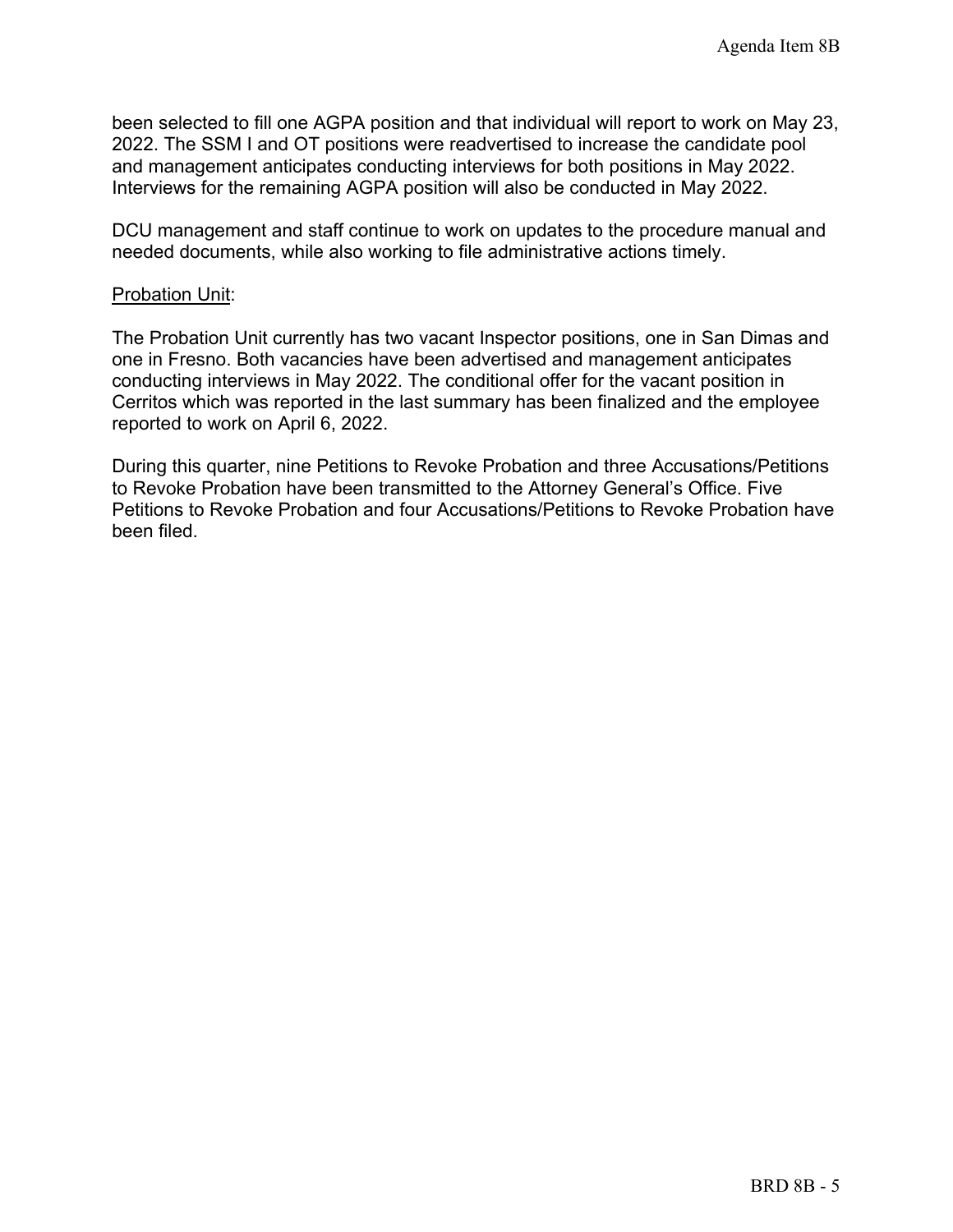been selected to fill one AGPA position and that individual will report to work on May 23, 2022. The SSM I and OT positions were readvertised to increase the candidate pool and management anticipates conducting interviews for both positions in May 2022. Interviews for the remaining AGPA position will also be conducted in May 2022.

DCU management and staff continue to work on updates to the procedure manual and needed documents, while also working to file administrative actions timely.

<u>Probation Unit</u>:

The Probation Unit currently has two vacant Inspector positions, one in San Dimas and one in Fresno. Both vacancies have been advertised and management anticipates conducting interviews in May 2022. The conditional offer for the vacant position in Cerritos which was reported in the last summary has been finalized and the employee reported to work on April 6, 2022.

During this quarter, nine Petitions to Revoke Probation and three Accusations/Petitions to Revoke Probation have been transmitted to the Attorney General's Office. Five Petitions to Revoke Probation and four Accusations/Petitions to Revoke Probation have been filed.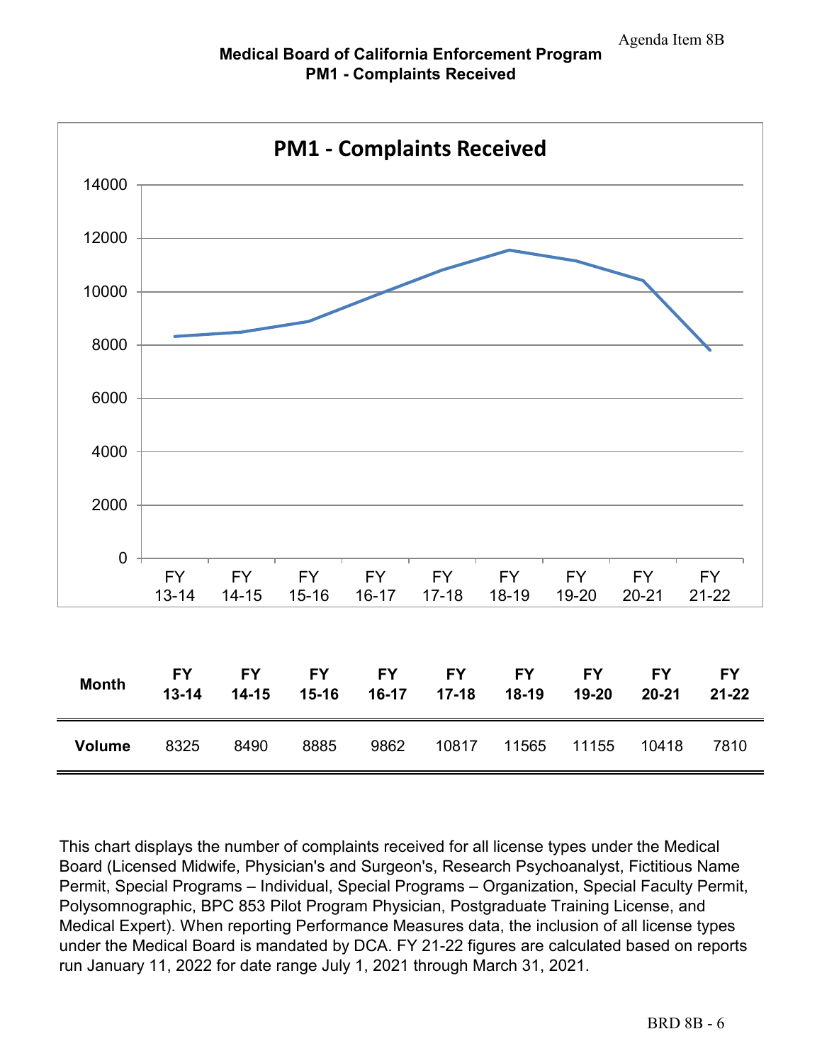Agenda Item 8B

## Medical Board of California Enforcement Program
## PM1 - Complaints Received

| Month | FY 13-14 | FY 14-15 | FY 15-16 | FY 16-17 | FY 17-18 | FY 18-19 | FY 19-20 | FY 20-21 | FY 21-22 |
|---|---|---|---|---|---|---|---|---|---|
| **Volume** | 8325 | 8490 | 8885 | 9862 | 10817 | 11565 | 11155 | 10418 | 7810 |

This chart displays the number of complaints received for all license types under the Medical Board (Licensed Midwife, Physician's and Surgeon's, Research Psychoanalyst, Fictitious Name Permit, Special Programs – Individual, Special Programs – Organization, Special Faculty Permit, Polysomnographic, BPC 853 Pilot Program Physician, Postgraduate Training License, and Medical Expert). When reporting Performance Measures data, the inclusion of all license types under the Medical Board is mandated by DCA. FY 21-22 figures are calculated based on reports run January 11, 2022 for date range July 1, 2021 through March 31, 2021.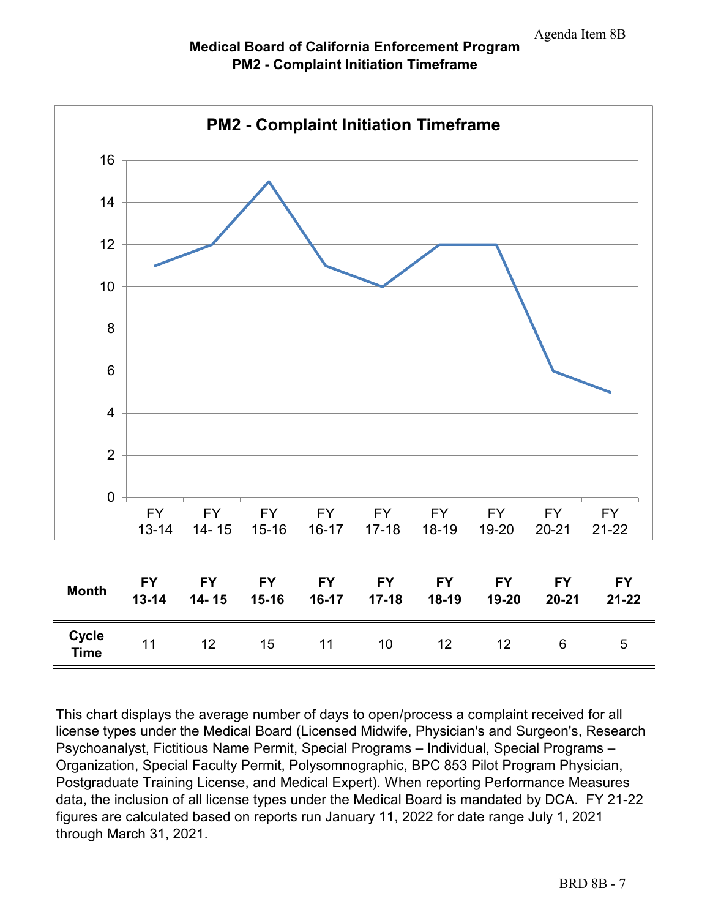Agenda Item 8B

## Medical Board of California Enforcement Program
## PM2 - Complaint Initiation Timeframe

| Month | FY 13-14 | FY 14- 15 | FY 15-16 | FY 16-17 | FY 17-18 | FY 18-19 | FY 19-20 | FY 20-21 | FY 21-22 |
|---|---|---|---|---|---|---|---|---|---|
| Cycle Time | 11 | 12 | 15 | 11 | 10 | 12 | 12 | 6 | 5 |

This chart displays the average number of days to open/process a complaint received for all license types under the Medical Board (Licensed Midwife, Physician's and Surgeon's, Research Psychoanalyst, Fictitious Name Permit, Special Programs – Individual, Special Programs – Organization, Special Faculty Permit, Polysomnographic, BPC 853 Pilot Program Physician, Postgraduate Training License, and Medical Expert). When reporting Performance Measures data, the inclusion of all license types under the Medical Board is mandated by DCA. FY 21-22 figures are calculated based on reports run January 11, 2022 for date range July 1, 2021 through March 31, 2021.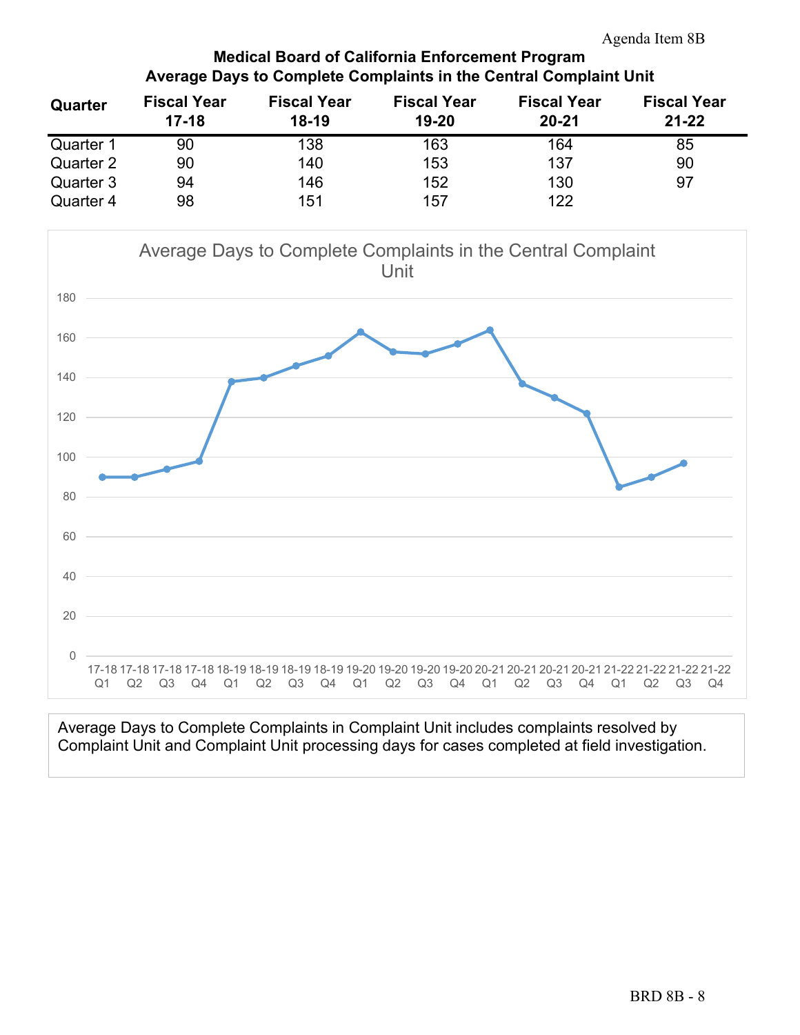## Medical Board of California Enforcement Program
## Average Days to Complete Complaints in the Central Complaint Unit

| Quarter | Fiscal Year 17-18 | Fiscal Year 18-19 | Fiscal Year 19-20 | Fiscal Year 20-21 | Fiscal Year 21-22 |
|---|---|---|---|---|---|
| Quarter 1 | 90 | 138 | 163 | 164 | 85 |
| Quarter 2 | 90 | 140 | 153 | 137 | 90 |
| Quarter 3 | 94 | 146 | 152 | 130 | 97 |
| Quarter 4 | 98 | 151 | 157 | 122 | |

Average Days to Complete Complaints in the Central Complaint Unit

Average Days to Complete Complaints in Complaint Unit includes complaints resolved by Complaint Unit and Complaint Unit processing days for cases completed at field investigation.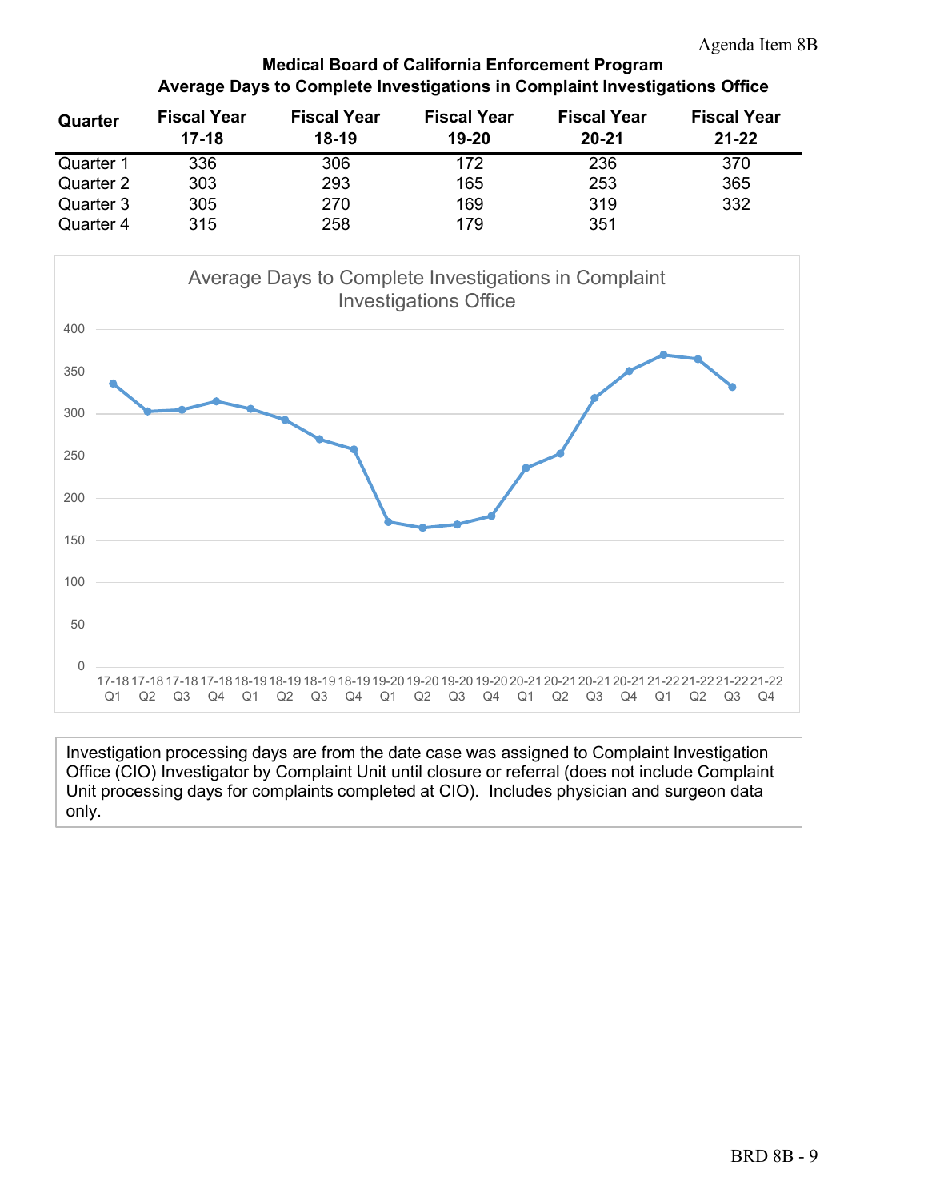Agenda Item 8B

**Medical Board of California Enforcement Program**
**Average Days to Complete Investigations in Complaint Investigations Office**

| Quarter | Fiscal Year 17-18 | Fiscal Year 18-19 | Fiscal Year 19-20 | Fiscal Year 20-21 | Fiscal Year 21-22 |
|---|---|---|---|---|---|
| Quarter 1 | 336 | 306 | 172 | 236 | 370 |
| Quarter 2 | 303 | 293 | 165 | 253 | 365 |
| Quarter 3 | 305 | 270 | 169 | 319 | 332 |
| Quarter 4 | 315 | 258 | 179 | 351 | |

Average Days to Complete Investigations in Complaint Investigations Office

Investigation processing days are from the date case was assigned to Complaint Investigation Office (CIO) Investigator by Complaint Unit until closure or referral (does not include Complaint Unit processing days for complaints completed at CIO). Includes physician and surgeon data only.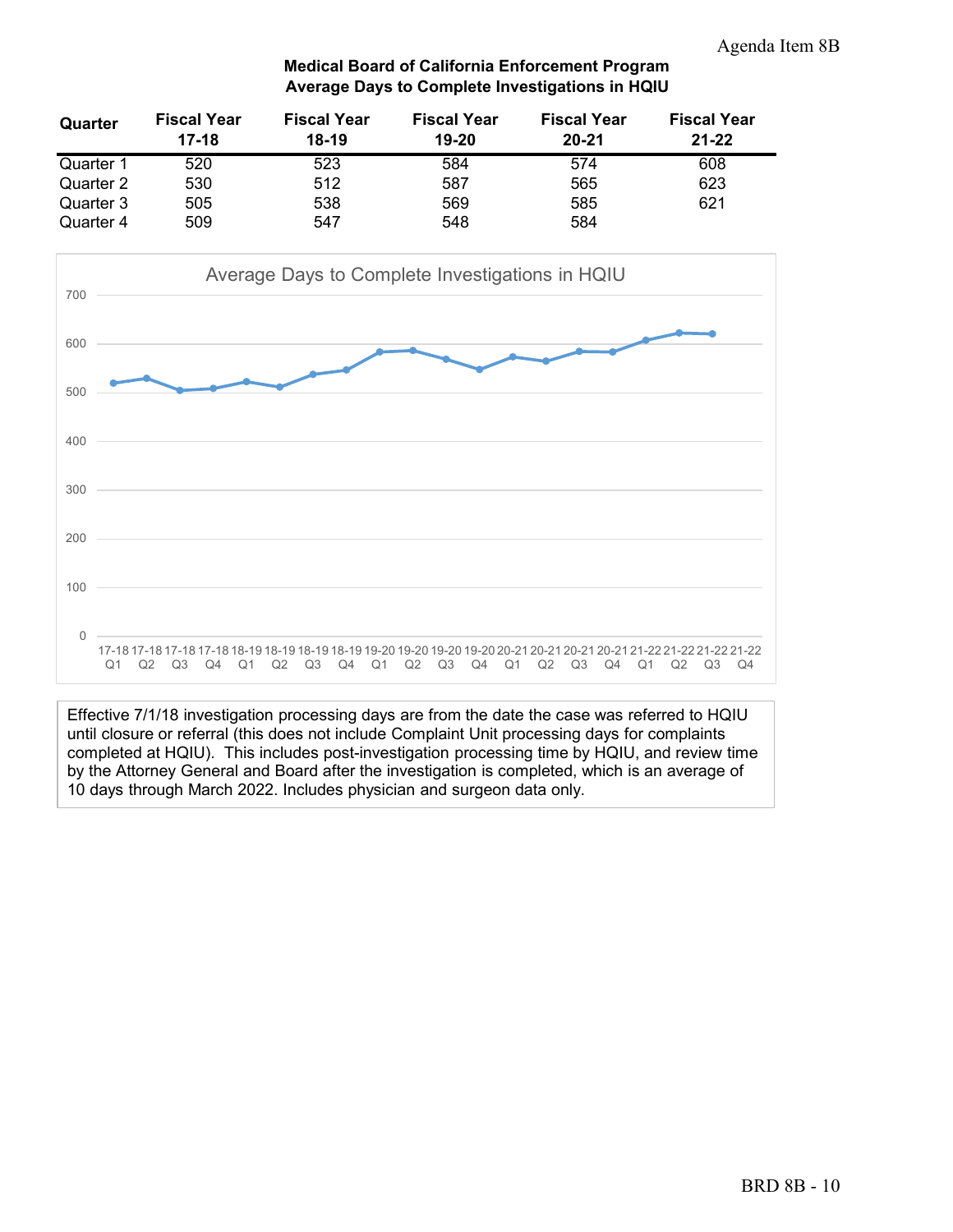Agenda Item 8B

**Medical Board of California Enforcement Program**
**Average Days to Complete Investigations in HQIU**

| Quarter | Fiscal Year 17-18 | Fiscal Year 18-19 | Fiscal Year 19-20 | Fiscal Year 20-21 | Fiscal Year 21-22 |
|---|---|---|---|---|---|
| Quarter 1 | 520 | 523 | 584 | 574 | 608 |
| Quarter 2 | 530 | 512 | 587 | 565 | 623 |
| Quarter 3 | 505 | 538 | 569 | 585 | 621 |
| Quarter 4 | 509 | 547 | 548 | 584 | |

Average Days to Complete Investigations in HQIU

Effective 7/1/18 investigation processing days are from the date the case was referred to HQIU until closure or referral (this does not include Complaint Unit processing days for complaints completed at HQIU). This includes post-investigation processing time by HQIU, and review time by the Attorney General and Board after the investigation is completed, which is an average of 10 days through March 2022. Includes physician and surgeon data only.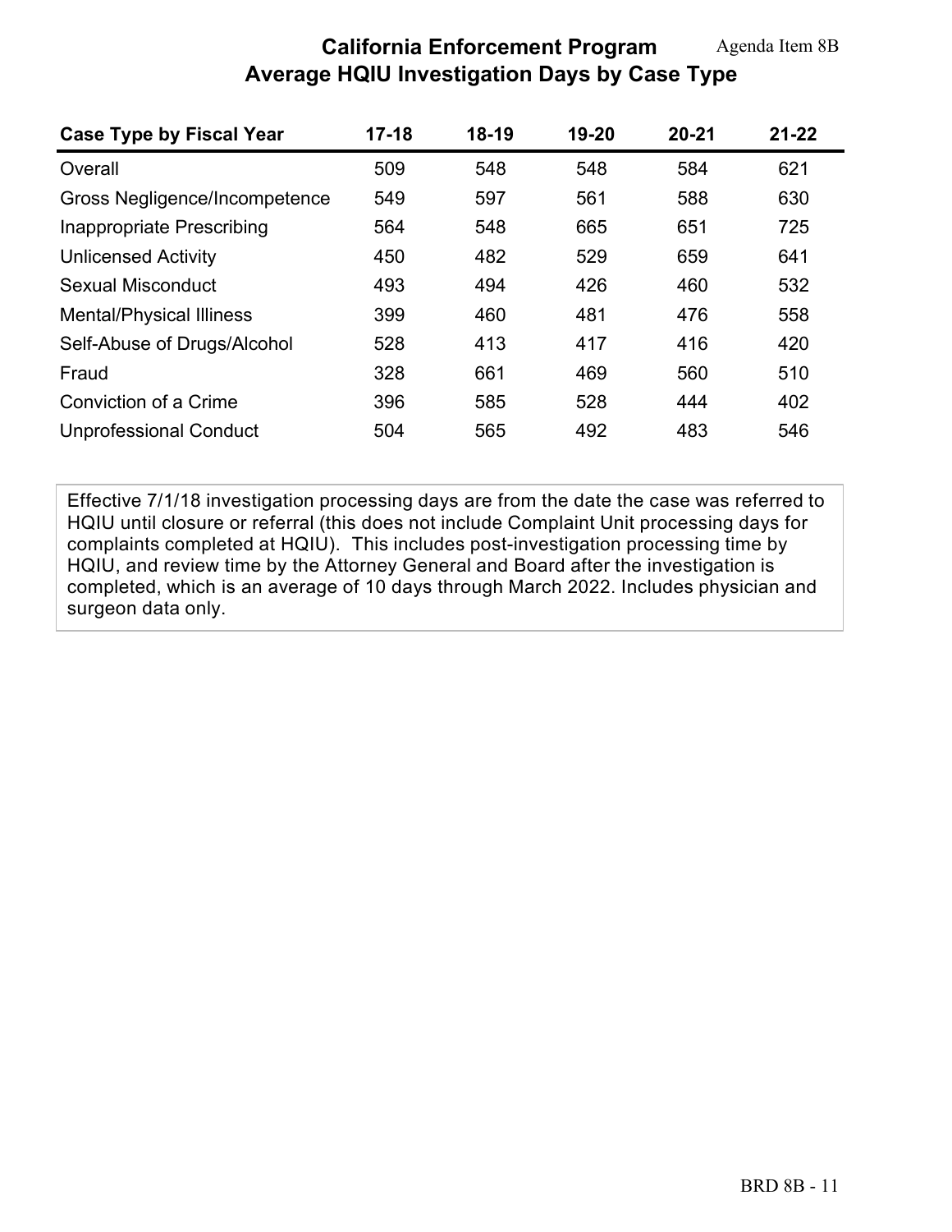Agenda Item 8B

# California Enforcement Program
## Average HQIU Investigation Days by Case Type

| Case Type by Fiscal Year | 17-18 | 18-19 | 19-20 | 20-21 | 21-22 |
|---|---|---|---|---|---|
| Overall | 509 | 548 | 548 | 584 | 621 |
| Gross Negligence/Incompetence | 549 | 597 | 561 | 588 | 630 |
| Inappropriate Prescribing | 564 | 548 | 665 | 651 | 725 |
| Unlicensed Activity | 450 | 482 | 529 | 659 | 641 |
| Sexual Misconduct | 493 | 494 | 426 | 460 | 532 |
| Mental/Physical Illiness | 399 | 460 | 481 | 476 | 558 |
| Self-Abuse of Drugs/Alcohol | 528 | 413 | 417 | 416 | 420 |
| Fraud | 328 | 661 | 469 | 560 | 510 |
| Conviction of a Crime | 396 | 585 | 528 | 444 | 402 |
| Unprofessional Conduct | 504 | 565 | 492 | 483 | 546 |

Effective 7/1/18 investigation processing days are from the date the case was referred to HQIU until closure or referral (this does not include Complaint Unit processing days for complaints completed at HQIU). This includes post-investigation processing time by HQIU, and review time by the Attorney General and Board after the investigation is completed, which is an average of 10 days through March 2022. Includes physician and surgeon data only.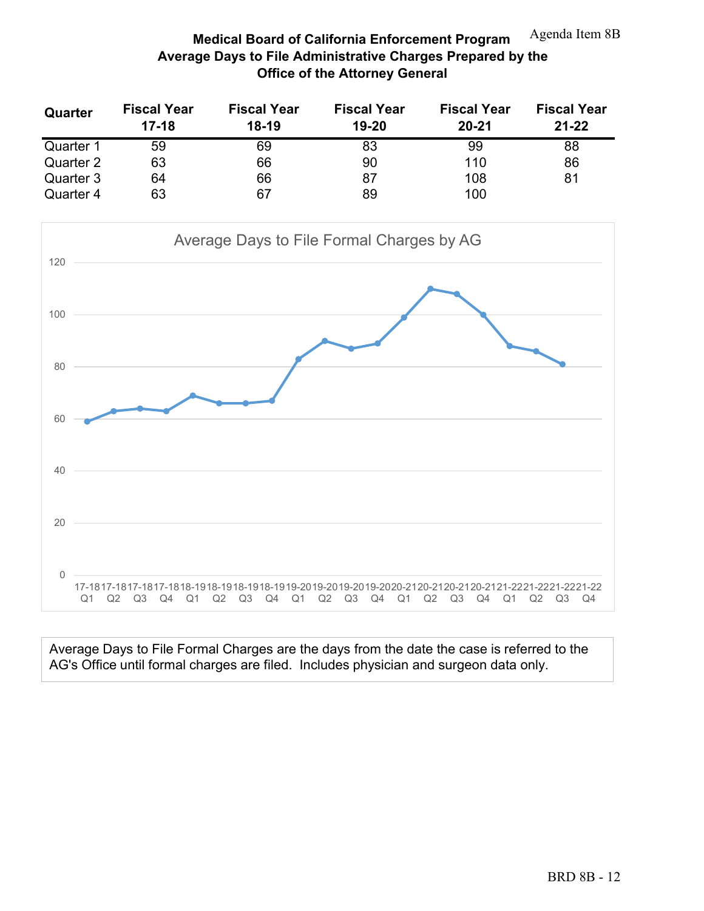Agenda Item 8B

# Medical Board of California Enforcement Program
## Average Days to File Administrative Charges Prepared by the Office of the Attorney General

| Quarter | Fiscal Year 17-18 | Fiscal Year 18-19 | Fiscal Year 19-20 | Fiscal Year 20-21 | Fiscal Year 21-22 |
|---|---|---|---|---|---|
| Quarter 1 | 59 | 69 | 83 | 99 | 88 |
| Quarter 2 | 63 | 66 | 90 | 110 | 86 |
| Quarter 3 | 64 | 66 | 87 | 108 | 81 |
| Quarter 4 | 63 | 67 | 89 | 100 | |

Average Days to File Formal Charges by AG

Average Days to File Formal Charges are the days from the date the case is referred to the AG's Office until formal charges are filed. Includes physician and surgeon data only.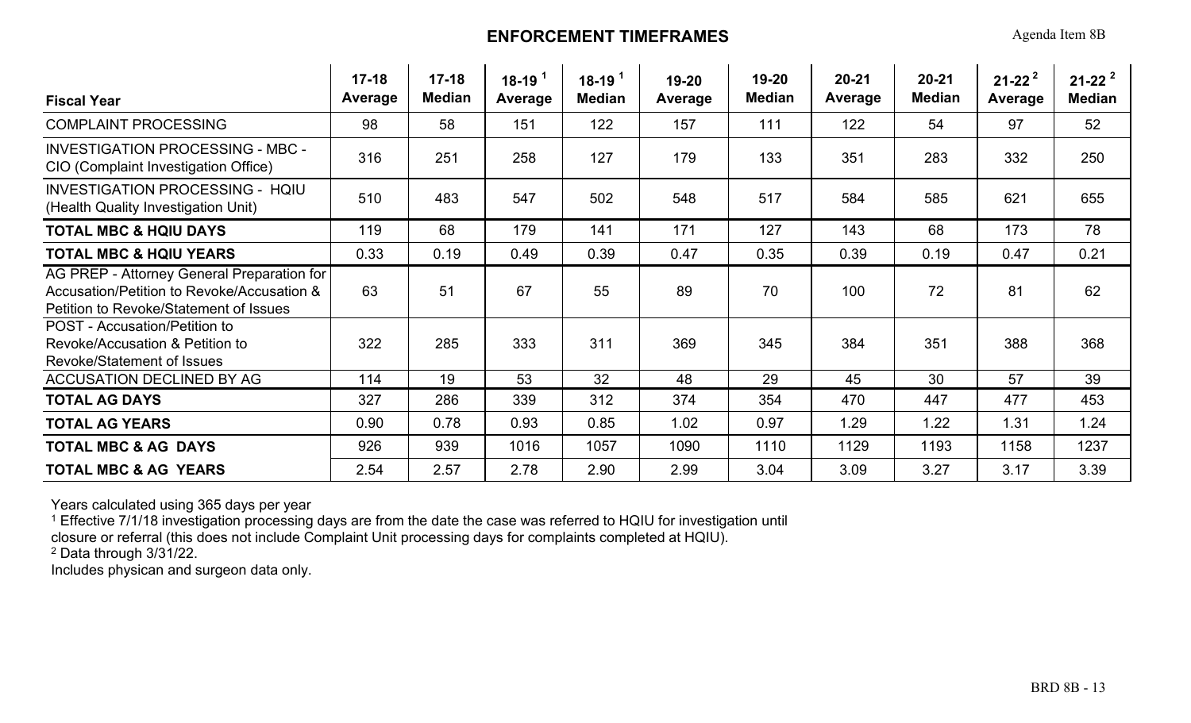# ENFORCEMENT TIMEFRAMES

Agenda Item 8B

| Fiscal Year | 17-18 Average | 17-18 Median | 18-19 [1] Average | 18-19 [1] Median | 19-20 Average | 19-20 Median | 20-21 Average | 20-21 Median | 21-22 [2] Average | 21-22 [2] Median |
|---|---|---|---|---|---|---|---|---|---|---|
| COMPLAINT PROCESSING | 98 | 58 | 151 | 122 | 157 | 111 | 122 | 54 | 97 | 52 |
| INVESTIGATION PROCESSING - MBC - CIO (Complaint Investigation Office) | 316 | 251 | 258 | 127 | 179 | 133 | 351 | 283 | 332 | 250 |
| INVESTIGATION PROCESSING - HQIU (Health Quality Investigation Unit) | 510 | 483 | 547 | 502 | 548 | 517 | 584 | 585 | 621 | 655 |
| **TOTAL MBC & HQIU DAYS** | 119 | 68 | 179 | 141 | 171 | 127 | 143 | 68 | 173 | 78 |
| **TOTAL MBC & HQIU YEARS** | 0.33 | 0.19 | 0.49 | 0.39 | 0.47 | 0.35 | 0.39 | 0.19 | 0.47 | 0.21 |
| AG PREP - Attorney General Preparation for Accusation/Petition to Revoke/Accusation & Petition to Revoke/Statement of Issues | 63 | 51 | 67 | 55 | 89 | 70 | 100 | 72 | 81 | 62 |
| POST - Accusation/Petition to Revoke/Accusation & Petition to Revoke/Statement of Issues | 322 | 285 | 333 | 311 | 369 | 345 | 384 | 351 | 388 | 368 |
| ACCUSATION DECLINED BY AG | 114 | 19 | 53 | 32 | 48 | 29 | 45 | 30 | 57 | 39 |
| **TOTAL AG DAYS** | 327 | 286 | 339 | 312 | 374 | 354 | 470 | 447 | 477 | 453 |
| **TOTAL AG YEARS** | 0.90 | 0.78 | 0.93 | 0.85 | 1.02 | 0.97 | 1.29 | 1.22 | 1.31 | 1.24 |
| **TOTAL MBC & AG DAYS** | 926 | 939 | 1016 | 1057 | 1090 | 1110 | 1129 | 1193 | 1158 | 1237 |
| **TOTAL MBC & AG YEARS** | 2.54 | 2.57 | 2.78 | 2.90 | 2.99 | 3.04 | 3.09 | 3.27 | 3.17 | 3.39 |

Years calculated using 365 days per year

[1] Effective 7/1/18 investigation processing days are from the date the case was referred to HQIU for investigation until closure or referral (this does not include Complaint Unit processing days for complaints completed at HQIU).

[2] Data through 3/31/22.

Includes physican and surgeon data only.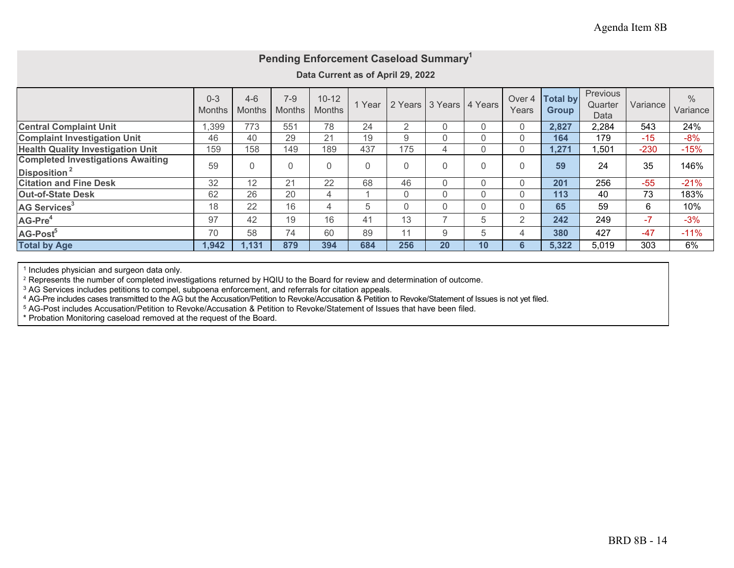Agenda Item 8B

## Pending Enforcement Caseload Summary[1]

**Data Current as of April 29, 2022**

| | 0-3 Months | 4-6 Months | 7-9 Months | 10-12 Months | 1 Year | 2 Years | 3 Years | 4 Years | Over 4 Years | Total by Group | Previous Quarter Data | Variance | % Variance |
|---|---|---|---|---|---|---|---|---|---|---|---|---|---|
| **Central Complaint Unit** | 1,399 | 773 | 551 | 78 | 24 | 2 | 0 | 0 | 0 | **2,827** | 2,284 | 543 | 24% |
| **Complaint Investigation Unit** | 46 | 40 | 29 | 21 | 19 | 9 | 0 | 0 | 0 | **164** | 179 | -15 | -8% |
| **Health Quality Investigation Unit** | 159 | 158 | 149 | 189 | 437 | 175 | 4 | 0 | 0 | **1,271** | 1,501 | -230 | -15% |
| **Completed Investigations Awaiting Disposition**[2] | 59 | 0 | 0 | 0 | 0 | 0 | 0 | 0 | 0 | **59** | 24 | 35 | 146% |
| **Citation and Fine Desk** | 32 | 12 | 21 | 22 | 68 | 46 | 0 | 0 | 0 | **201** | 256 | -55 | -21% |
| **Out-of-State Desk** | 62 | 26 | 20 | 4 | 1 | 0 | 0 | 0 | 0 | **113** | 40 | 73 | 183% |
| **AG Services**[3] | 18 | 22 | 16 | 4 | 5 | 0 | 0 | 0 | 0 | **65** | 59 | 6 | 10% |
| **AG-Pre**[4] | 97 | 42 | 19 | 16 | 41 | 13 | 7 | 5 | 2 | **242** | 249 | -7 | -3% |
| **AG-Post**[5] | 70 | 58 | 74 | 60 | 89 | 11 | 9 | 5 | 4 | **380** | 427 | -47 | -11% |
| **Total by Age** | **1,942** | **1,131** | **879** | **394** | **684** | **256** | **20** | **10** | **6** | **5,322** | 5,019 | 303 | 6% |

[1] Includes physician and surgeon data only.
[2] Represents the number of completed investigations returned by HQIU to the Board for review and determination of outcome.
[3] AG Services includes petitions to compel, subpoena enforcement, and referrals for citation appeals.
[4] AG-Pre includes cases transmitted to the AG but the Accusation/Petition to Revoke/Accusation & Petition to Revoke/Statement of Issues is not yet filed.
[5] AG-Post includes Accusation/Petition to Revoke/Accusation & Petition to Revoke/Statement of Issues that have been filed.
* Probation Monitoring caseload removed at the request of the Board.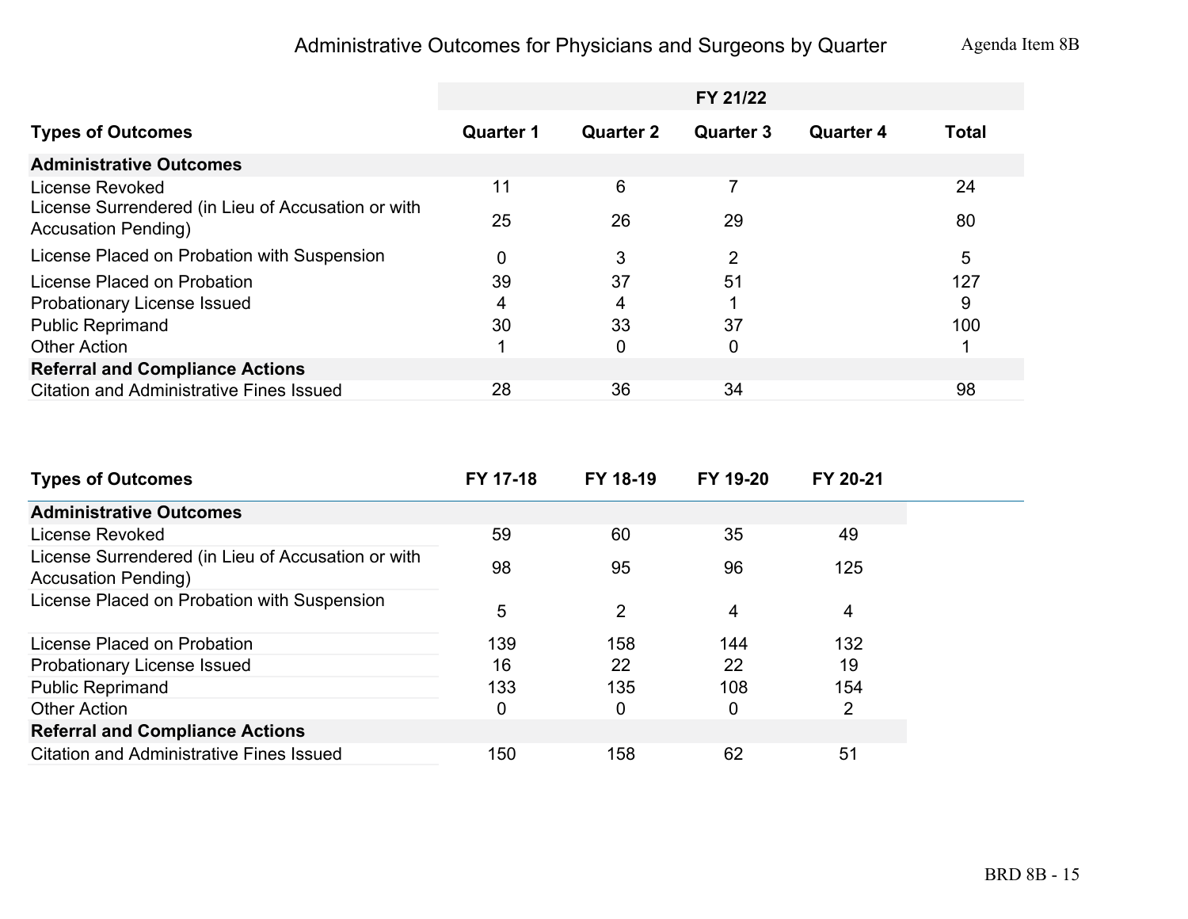# Administrative Outcomes for Physicians and Surgeons by Quarter

Agenda Item 8B

| | FY 21/22 | | | | |
|---|---|---|---|---|---|
| **Types of Outcomes** | **Quarter 1** | **Quarter 2** | **Quarter 3** | **Quarter 4** | **Total** |
| **Administrative Outcomes** | | | | | |
| License Revoked | 11 | 6 | 7 | | 24 |
| License Surrendered (in Lieu of Accusation or with Accusation Pending) | 25 | 26 | 29 | | 80 |
| License Placed on Probation with Suspension | 0 | 3 | 2 | | 5 |
| License Placed on Probation | 39 | 37 | 51 | | 127 |
| Probationary License Issued | 4 | 4 | 1 | | 9 |
| Public Reprimand | 30 | 33 | 37 | | 100 |
| Other Action | 1 | 0 | 0 | | 1 |
| **Referral and Compliance Actions** | | | | | |
| Citation and Administrative Fines Issued | 28 | 36 | 34 | | 98 |

| **Types of Outcomes** | **FY 17-18** | **FY 18-19** | **FY 19-20** | **FY 20-21** |
|---|---|---|---|---|
| **Administrative Outcomes** | | | | |
| License Revoked | 59 | 60 | 35 | 49 |
| License Surrendered (in Lieu of Accusation or with Accusation Pending) | 98 | 95 | 96 | 125 |
| License Placed on Probation with Suspension | 5 | 2 | 4 | 4 |
| License Placed on Probation | 139 | 158 | 144 | 132 |
| Probationary License Issued | 16 | 22 | 22 | 19 |
| Public Reprimand | 133 | 135 | 108 | 154 |
| Other Action | 0 | 0 | 0 | 2 |
| **Referral and Compliance Actions** | | | | |
| Citation and Administrative Fines Issued | 150 | 158 | 62 | 51 |